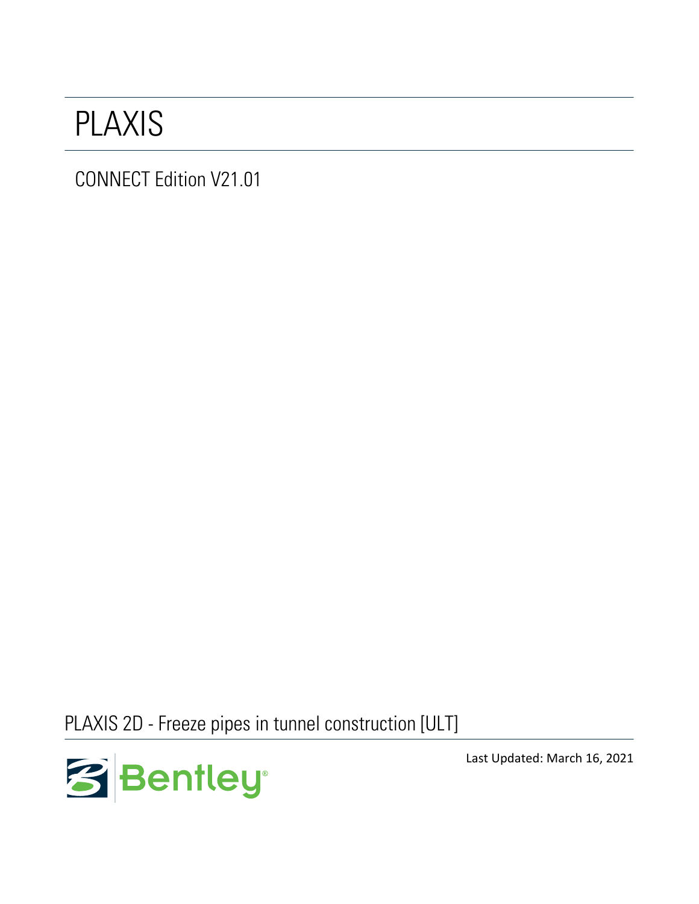# PLAXIS

CONNECT Edition V21.01

PLAXIS 2D - Freeze pipes in tunnel construction [ULT]

Bentley

Last Updated: March 16, 2021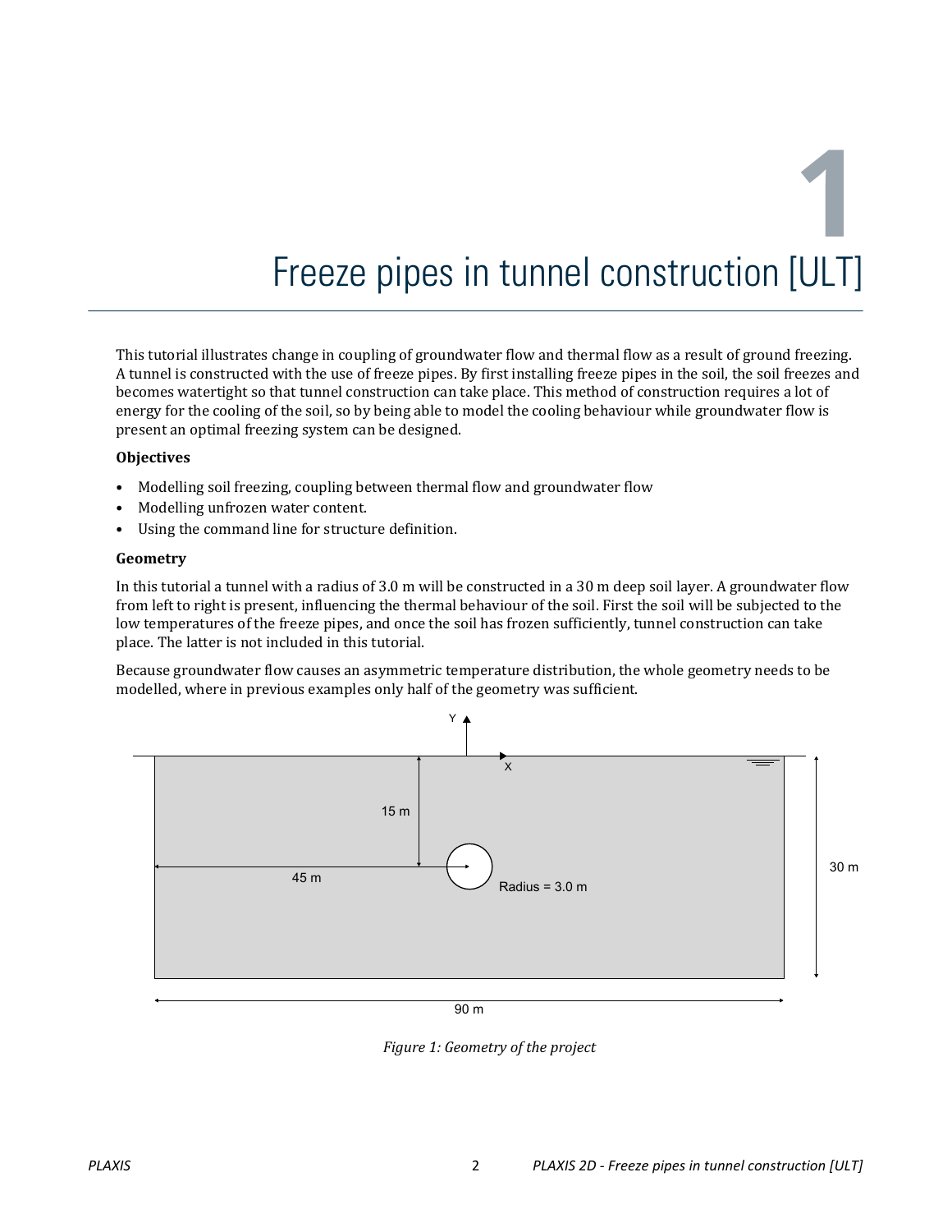# 1 Freeze pipes in tunnel construction [ULT]

This tutorial illustrates change in coupling of groundwater flow and thermal flow as a result of ground freezing. A tunnel is constructed with the use of freeze pipes. By first installing freeze pipes in the soil, the soil freezes and becomes watertight so that tunnel construction can take place. This method of construction requires a lot of energy for the cooling of the soil, so by being able to model the cooling behaviour while groundwater flow is present an optimal freezing system can be designed.

**Objectives**

- Modelling soil freezing, coupling between thermal flow and groundwater flow
- Modelling unfrozen water content.
- Using the command line for structure definition.

**Geometry**

In this tutorial a tunnel with a radius of 3.0 m will be constructed in a 30 m deep soil layer. A groundwater flow from left to right is present, influencing the thermal behaviour of the soil. First the soil will be subjected to the low temperatures of the freeze pipes, and once the soil has frozen sufficiently, tunnel construction can take place. The latter is not included in this tutorial.

Because groundwater flow causes an asymmetric temperature distribution, the whole geometry needs to be modelled, where in previous examples only half of the geometry was sufficient.

*Figure 1: Geometry of the project*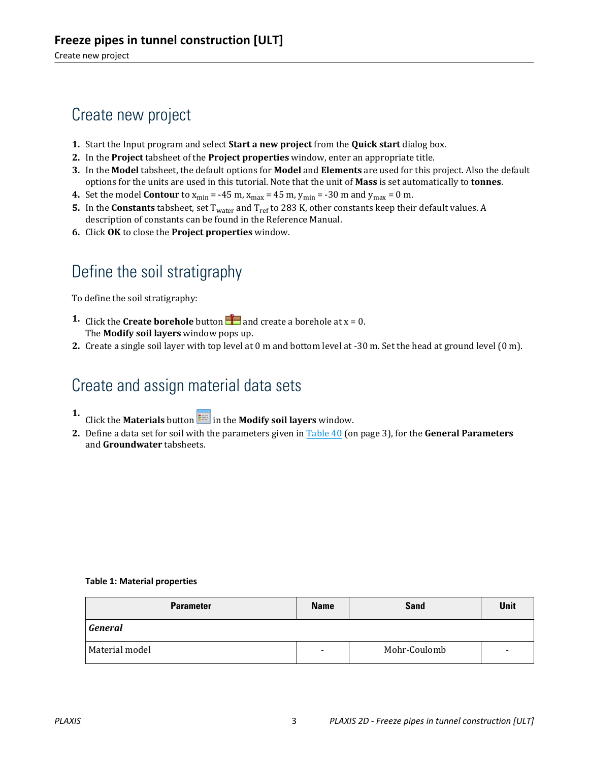# Create new project

1. Start the Input program and select **Start a new project** from the **Quick start** dialog box.
2. In the **Project** tabsheet of the **Project properties** window, enter an appropriate title.
3. In the **Model** tabsheet, the default options for **Model** and **Elements** are used for this project. Also the default options for the units are used in this tutorial. Note that the unit of **Mass** is set automatically to **tonnes**.
4. Set the model **Contour** to $x_{min}$ = -45 m, $x_{max}$ = 45 m, $y_{min}$ = -30 m and $y_{max}$ = 0 m.
5. In the **Constants** tabsheet, set $T_{water}$ and $T_{ref}$ to 283 K, other constants keep their default values. A description of constants can be found in the Reference Manual.
6. Click **OK** to close the **Project properties** window.

# Define the soil stratigraphy

To define the soil stratigraphy:

1. Click the **Create borehole** button and create a borehole at x = 0.
   The **Modify soil layers** window pops up.
2. Create a single soil layer with top level at 0 m and bottom level at -30 m. Set the head at ground level (0 m).

# Create and assign material data sets

1. Click the **Materials** button in the **Modify soil layers** window.
2. Define a data set for soil with the parameters given in Table 40 (on page 3), for the **General Parameters** and **Groundwater** tabsheets.

**Table 1: Material properties**

| Parameter | Name | Sand | Unit |
|---|---|---|---|
| ***General*** | | | |
| Material model | - | Mohr-Coulomb | - |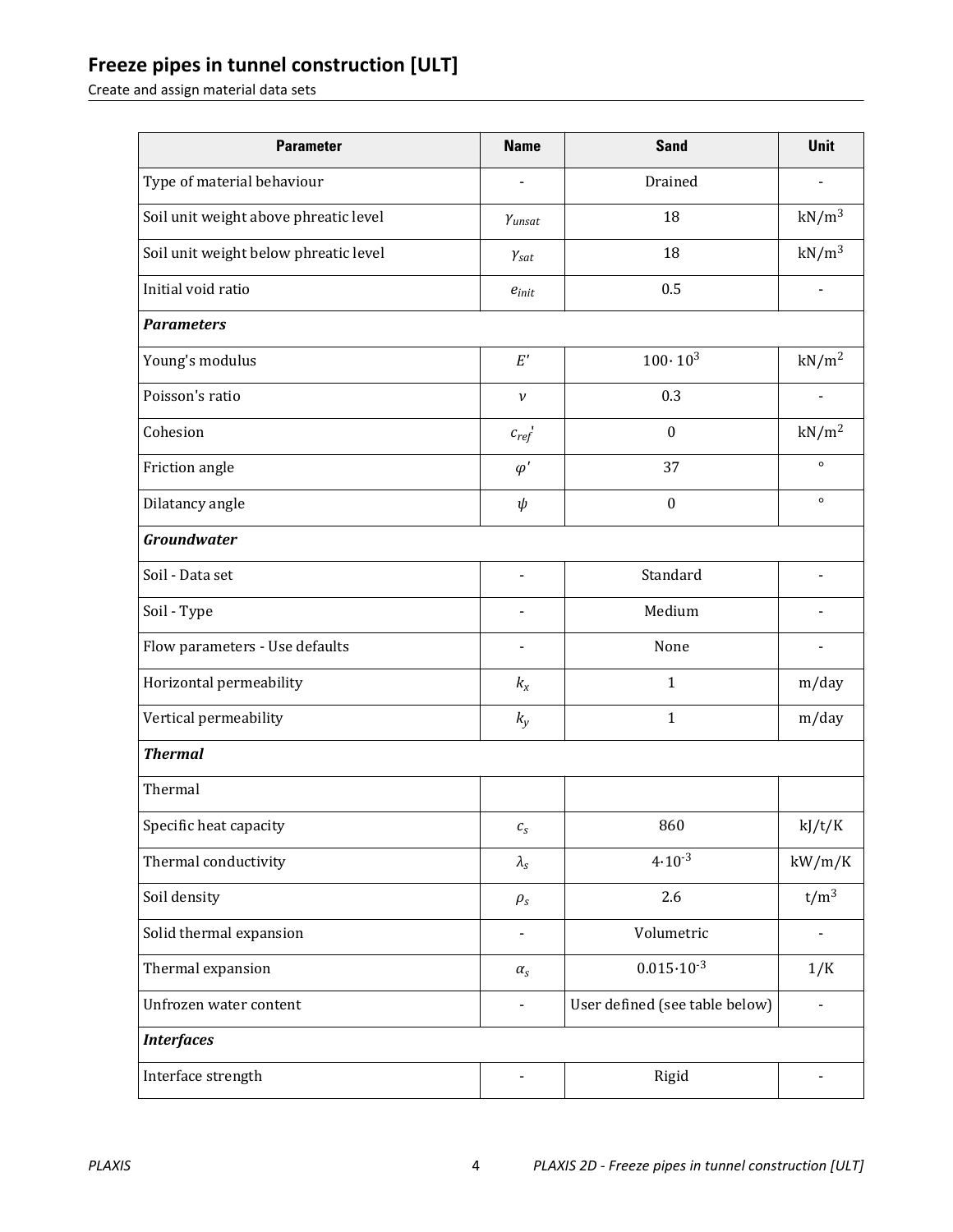| Parameter | Name | Sand | Unit |
| --- | --- | --- | --- |
| Type of material behaviour | - | Drained | - |
| Soil unit weight above phreatic level | $\gamma_{unsat}$ | 18 | $kN/m^3$ |
| Soil unit weight below phreatic level | $\gamma_{sat}$ | 18 | $kN/m^3$ |
| Initial void ratio | $e_{init}$ | 0.5 | - |
| ***Parameters*** | | | |
| Young's modulus | $E'$ | $100 \cdot 10^3$ | $kN/m^2$ |
| Poisson's ratio | $\nu$ | 0.3 | - |
| Cohesion | $c_{ref}'$ | 0 | $kN/m^2$ |
| Friction angle | $\varphi'$ | 37 | ° |
| Dilatancy angle | $\psi$ | 0 | ° |
| ***Groundwater*** | | | |
| Soil - Data set | - | Standard | - |
| Soil - Type | - | Medium | - |
| Flow parameters - Use defaults | - | None | - |
| Horizontal permeability | $k_x$ | 1 | m/day |
| Vertical permeability | $k_y$ | 1 | m/day |
| ***Thermal*** | | | |
| Thermal | | | |
| Specific heat capacity | $c_s$ | 860 | kJ/t/K |
| Thermal conductivity | $\lambda_s$ | $4 \cdot 10^{-3}$ | kW/m/K |
| Soil density | $\rho_s$ | 2.6 | $t/m^3$ |
| Solid thermal expansion | - | Volumetric | - |
| Thermal expansion | $\alpha_s$ | $0.015 \cdot 10^{-3}$ | 1/K |
| Unfrozen water content | - | User defined (see table below) | - |
| ***Interfaces*** | | | |
| Interface strength | - | Rigid | - |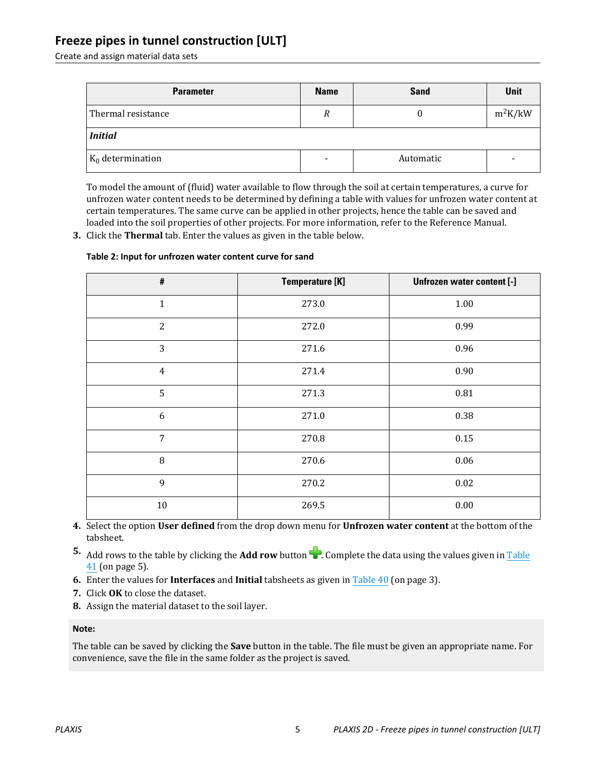| Parameter | Name | Sand | Unit |
|---|---|---|---|
| Thermal resistance | $R$ | 0 | $m^2K/kW$ |
| ***Initial*** | | | |
| $K_0$ determination | - | Automatic | - |

To model the amount of (fluid) water available to flow through the soil at certain temperatures, a curve for unfrozen water content needs to be determined by defining a table with values for unfrozen water content at certain temperatures. The same curve can be applied in other projects, hence the table can be saved and loaded into the soil properties of other projects. For more information, refer to the Reference Manual.

3. Click the **Thermal** tab. Enter the values as given in the table below.

**Table 2: Input for unfrozen water content curve for sand**

| # | Temperature [K] | Unfrozen water content [-] |
|---|---|---|
| 1 | 273.0 | 1.00 |
| 2 | 272.0 | 0.99 |
| 3 | 271.6 | 0.96 |
| 4 | 271.4 | 0.90 |
| 5 | 271.3 | 0.81 |
| 6 | 271.0 | 0.38 |
| 7 | 270.8 | 0.15 |
| 8 | 270.6 | 0.06 |
| 9 | 270.2 | 0.02 |
| 10 | 269.5 | 0.00 |

4. Select the option **User defined** from the drop down menu for **Unfrozen water content** at the bottom of the tabsheet.
5. Add rows to the table by clicking the **Add row** button. Complete the data using the values given in Table 41 (on page 5).
6. Enter the values for **Interfaces** and **Initial** tabsheets as given in Table 40 (on page 3).
7. Click **OK** to close the dataset.
8. Assign the material dataset to the soil layer.

**Note:**

The table can be saved by clicking the **Save** button in the table. The file must be given an appropriate name. For convenience, save the file in the same folder as the project is saved.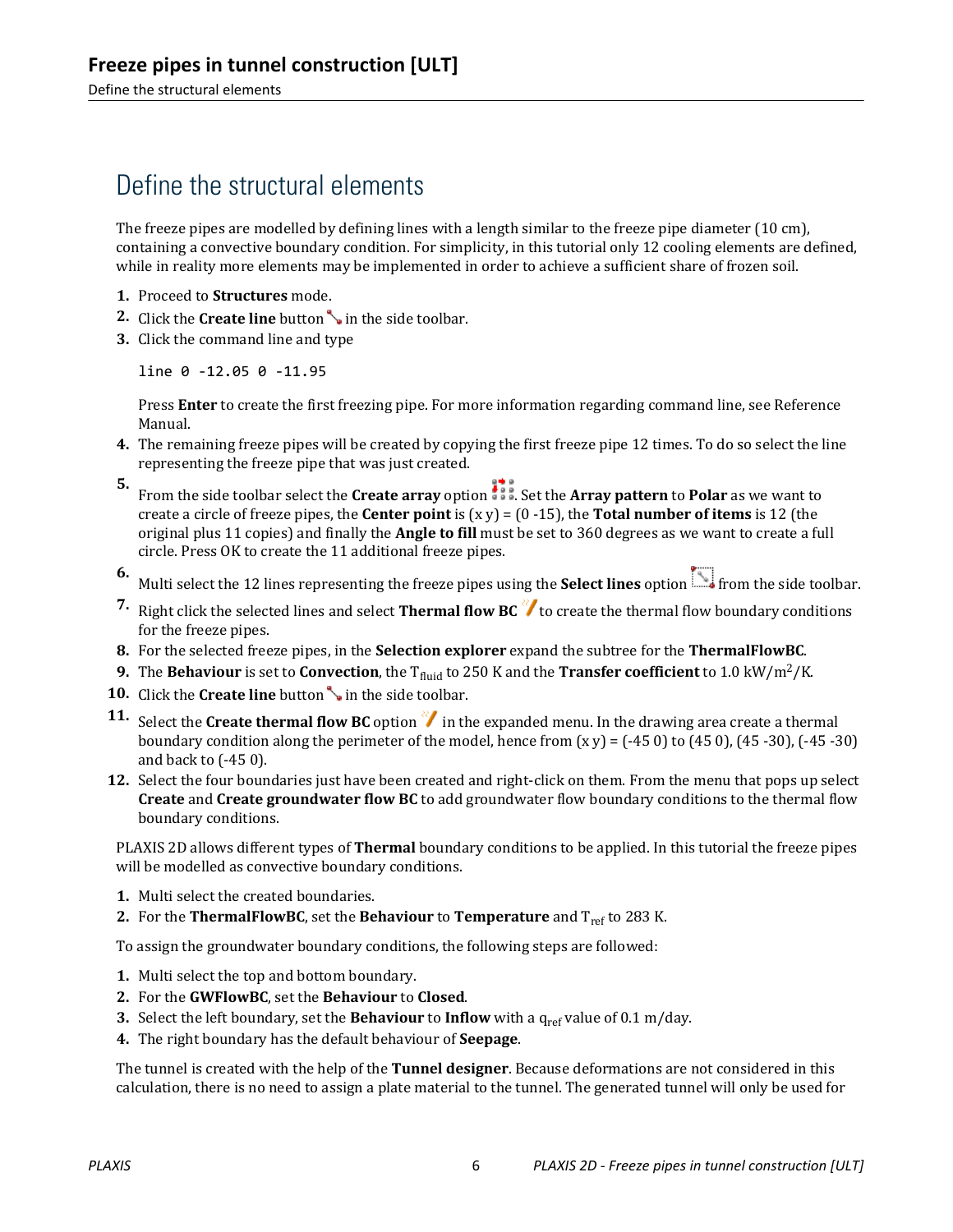# Define the structural elements

The freeze pipes are modelled by defining lines with a length similar to the freeze pipe diameter (10 cm), containing a convective boundary condition. For simplicity, in this tutorial only 12 cooling elements are defined, while in reality more elements may be implemented in order to achieve a sufficient share of frozen soil.

1. Proceed to **Structures** mode.
2. Click the **Create line** button in the side toolbar.
3. Click the command line and type

   ```
   line 0 -12.05 0 -11.95
   ```

   Press **Enter** to create the first freezing pipe. For more information regarding command line, see Reference Manual.
4. The remaining freeze pipes will be created by copying the first freeze pipe 12 times. To do so select the line representing the freeze pipe that was just created.
5. From the side toolbar select the **Create array** option. Set the **Array pattern** to **Polar** as we want to create a circle of freeze pipes, the **Center point** is (x y) = (0 -15), the **Total number of items** is 12 (the original plus 11 copies) and finally the **Angle to fill** must be set to 360 degrees as we want to create a full circle. Press OK to create the 11 additional freeze pipes.
6. Multi select the 12 lines representing the freeze pipes using the **Select lines** option from the side toolbar.
7. Right click the selected lines and select **Thermal flow BC** to create the thermal flow boundary conditions for the freeze pipes.
8. For the selected freeze pipes, in the **Selection explorer** expand the subtree for the **ThermalFlowBC**.
9. The **Behaviour** is set to **Convection**, the $T_{fluid}$ to 250 K and the **Transfer coefficient** to 1.0 kW/m$^2$/K.
10. Click the **Create line** button in the side toolbar.
11. Select the **Create thermal flow BC** option in the expanded menu. In the drawing area create a thermal boundary condition along the perimeter of the model, hence from (x y) = (-45 0) to (45 0), (45 -30), (-45 -30) and back to (-45 0).
12. Select the four boundaries just have been created and right-click on them. From the menu that pops up select **Create** and **Create groundwater flow BC** to add groundwater flow boundary conditions to the thermal flow boundary conditions.

PLAXIS 2D allows different types of **Thermal** boundary conditions to be applied. In this tutorial the freeze pipes will be modelled as convective boundary conditions.

1. Multi select the created boundaries.
2. For the **ThermalFlowBC**, set the **Behaviour** to **Temperature** and $T_{ref}$ to 283 K.

To assign the groundwater boundary conditions, the following steps are followed:

1. Multi select the top and bottom boundary.
2. For the **GWFlowBC**, set the **Behaviour** to **Closed**.
3. Select the left boundary, set the **Behaviour** to **Inflow** with a $q_{ref}$ value of 0.1 m/day.
4. The right boundary has the default behaviour of **Seepage**.

The tunnel is created with the help of the **Tunnel designer**. Because deformations are not considered in this calculation, there is no need to assign a plate material to the tunnel. The generated tunnel will only be used for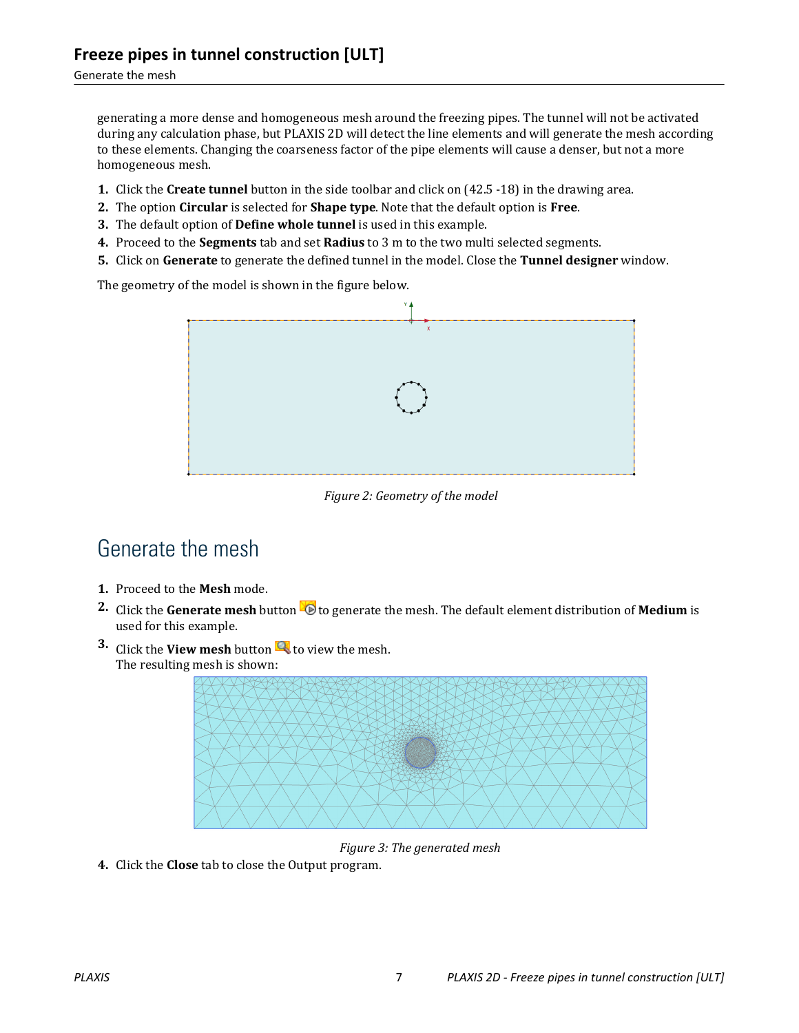generating a more dense and homogeneous mesh around the freezing pipes. The tunnel will not be activated during any calculation phase, but PLAXIS 2D will detect the line elements and will generate the mesh according to these elements. Changing the coarseness factor of the pipe elements will cause a denser, but not a more homogeneous mesh.

1. Click the **Create tunnel** button in the side toolbar and click on (42.5 -18) in the drawing area.
2. The option **Circular** is selected for **Shape type**. Note that the default option is **Free**.
3. The default option of **Define whole tunnel** is used in this example.
4. Proceed to the **Segments** tab and set **Radius** to 3 m to the two multi selected segments.
5. Click on **Generate** to generate the defined tunnel in the model. Close the **Tunnel designer** window.

The geometry of the model is shown in the figure below.

*Figure 2: Geometry of the model*

# Generate the mesh

1. Proceed to the **Mesh** mode.
2. Click the **Generate mesh** button to generate the mesh. The default element distribution of **Medium** is used for this example.
3. Click the **View mesh** button to view the mesh.
   The resulting mesh is shown:

*Figure 3: The generated mesh*

4. Click the **Close** tab to close the Output program.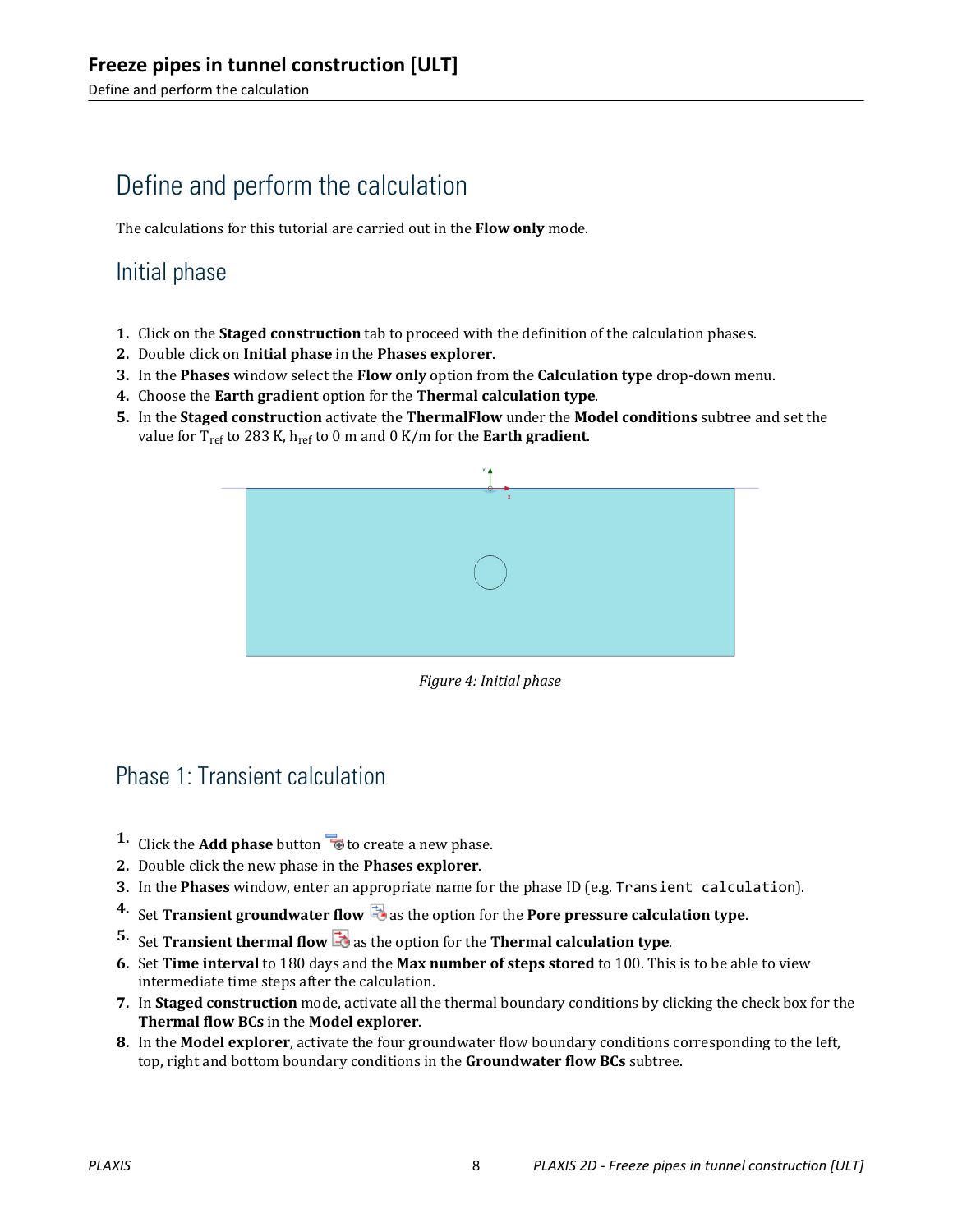# Define and perform the calculation

The calculations for this tutorial are carried out in the **Flow only** mode.

## Initial phase

1. Click on the **Staged construction** tab to proceed with the definition of the calculation phases.
2. Double click on **Initial phase** in the **Phases explorer**.
3. In the **Phases** window select the **Flow only** option from the **Calculation type** drop-down menu.
4. Choose the **Earth gradient** option for the **Thermal calculation type**.
5. In the **Staged construction** activate the **ThermalFlow** under the **Model conditions** subtree and set the value for $T_{ref}$ to 283 K, $h_{ref}$ to 0 m and 0 K/m for the **Earth gradient**.

*Figure 4: Initial phase*

## Phase 1: Transient calculation

1. Click the **Add phase** button to create a new phase.
2. Double click the new phase in the **Phases explorer**.
3. In the **Phases** window, enter an appropriate name for the phase ID (e.g. `Transient calculation`).
4. Set **Transient groundwater flow** as the option for the **Pore pressure calculation type**.
5. Set **Transient thermal flow** as the option for the **Thermal calculation type**.
6. Set **Time interval** to 180 days and the **Max number of steps stored** to 100. This is to be able to view intermediate time steps after the calculation.
7. In **Staged construction** mode, activate all the thermal boundary conditions by clicking the check box for the **Thermal flow BCs** in the **Model explorer**.
8. In the **Model explorer**, activate the four groundwater flow boundary conditions corresponding to the left, top, right and bottom boundary conditions in the **Groundwater flow BCs** subtree.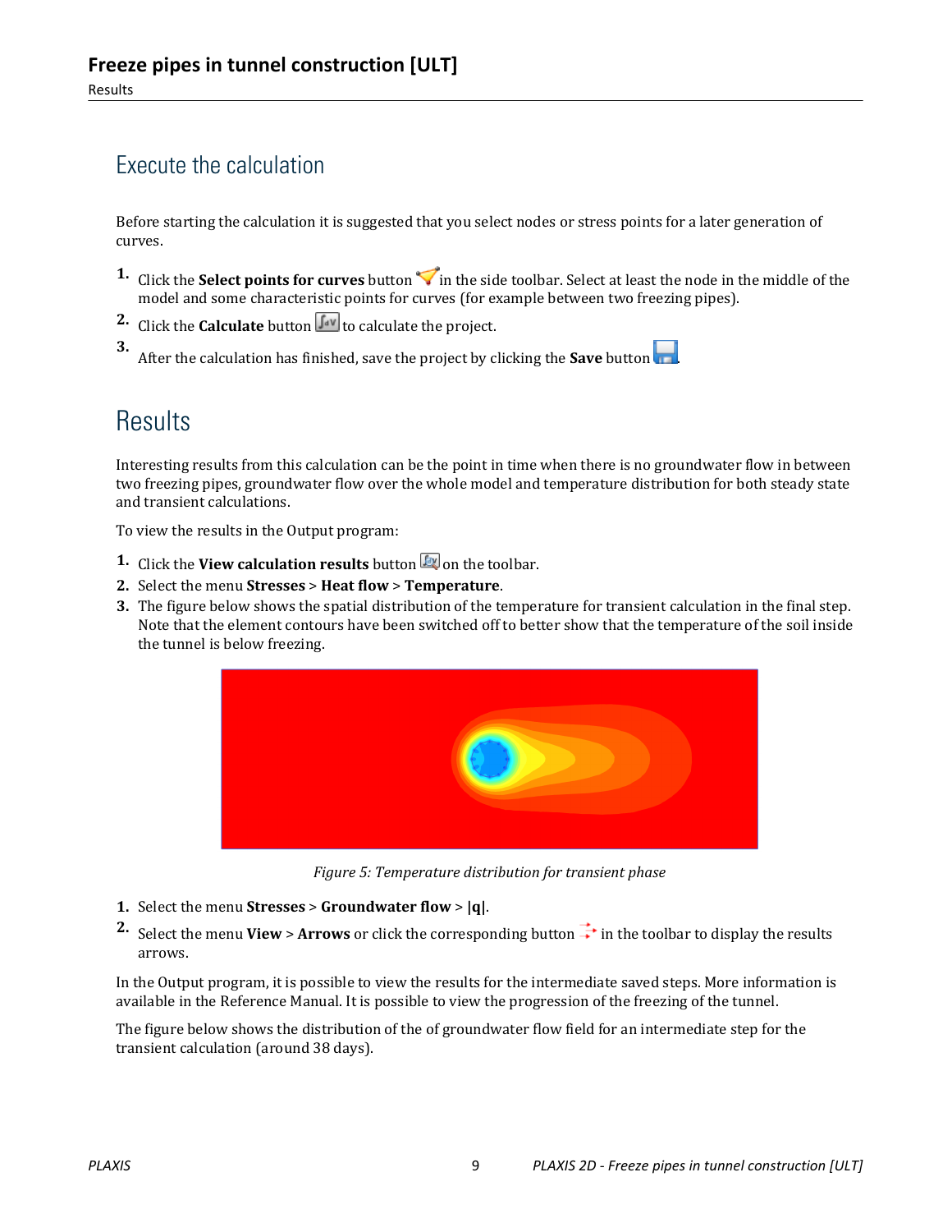## Execute the calculation

Before starting the calculation it is suggested that you select nodes or stress points for a later generation of curves.

1. Click the **Select points for curves** button in the side toolbar. Select at least the node in the middle of the model and some characteristic points for curves (for example between two freezing pipes).
2. Click the **Calculate** button to calculate the project.
3. After the calculation has finished, save the project by clicking the **Save** button.

## Results

Interesting results from this calculation can be the point in time when there is no groundwater flow in between two freezing pipes, groundwater flow over the whole model and temperature distribution for both steady state and transient calculations.

To view the results in the Output program:

1. Click the **View calculation results** button on the toolbar.
2. Select the menu **Stresses** > **Heat flow** > **Temperature**.
3. The figure below shows the spatial distribution of the temperature for transient calculation in the final step. Note that the element contours have been switched off to better show that the temperature of the soil inside the tunnel is below freezing.

*Figure 5: Temperature distribution for transient phase*

1. Select the menu **Stresses** > **Groundwater flow** > **|q|**.
2. Select the menu **View** > **Arrows** or click the corresponding button in the toolbar to display the results arrows.

In the Output program, it is possible to view the results for the intermediate saved steps. More information is available in the Reference Manual. It is possible to view the progression of the freezing of the tunnel.

The figure below shows the distribution of the of groundwater flow field for an intermediate step for the transient calculation (around 38 days).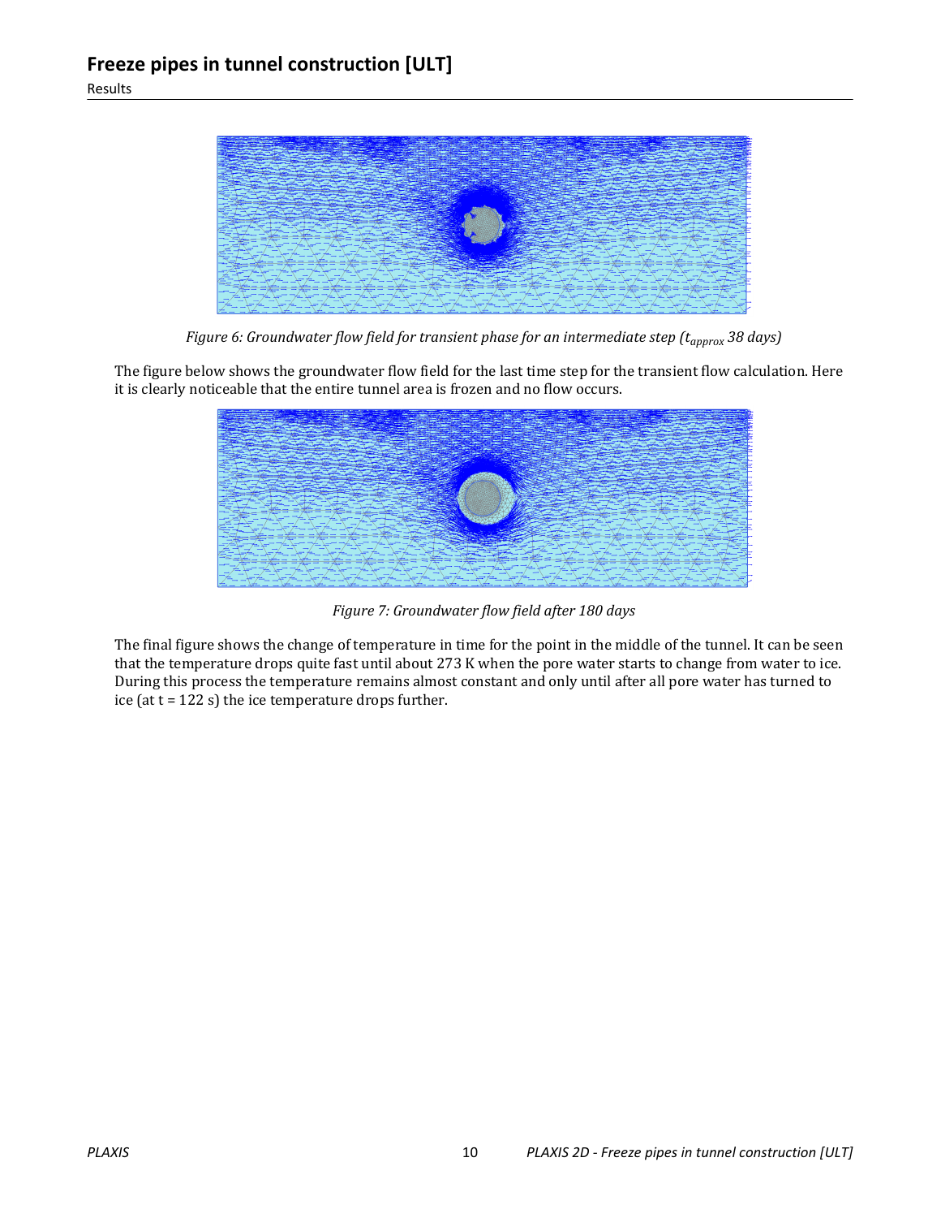*Figure 6: Groundwater flow field for transient phase for an intermediate step ($t_{approx}$ 38 days)*

The figure below shows the groundwater flow field for the last time step for the transient flow calculation. Here it is clearly noticeable that the entire tunnel area is frozen and no flow occurs.

*Figure 7: Groundwater flow field after 180 days*

The final figure shows the change of temperature in time for the point in the middle of the tunnel. It can be seen that the temperature drops quite fast until about 273 K when the pore water starts to change from water to ice. During this process the temperature remains almost constant and only until after all pore water has turned to ice (at t = 122 s) the ice temperature drops further.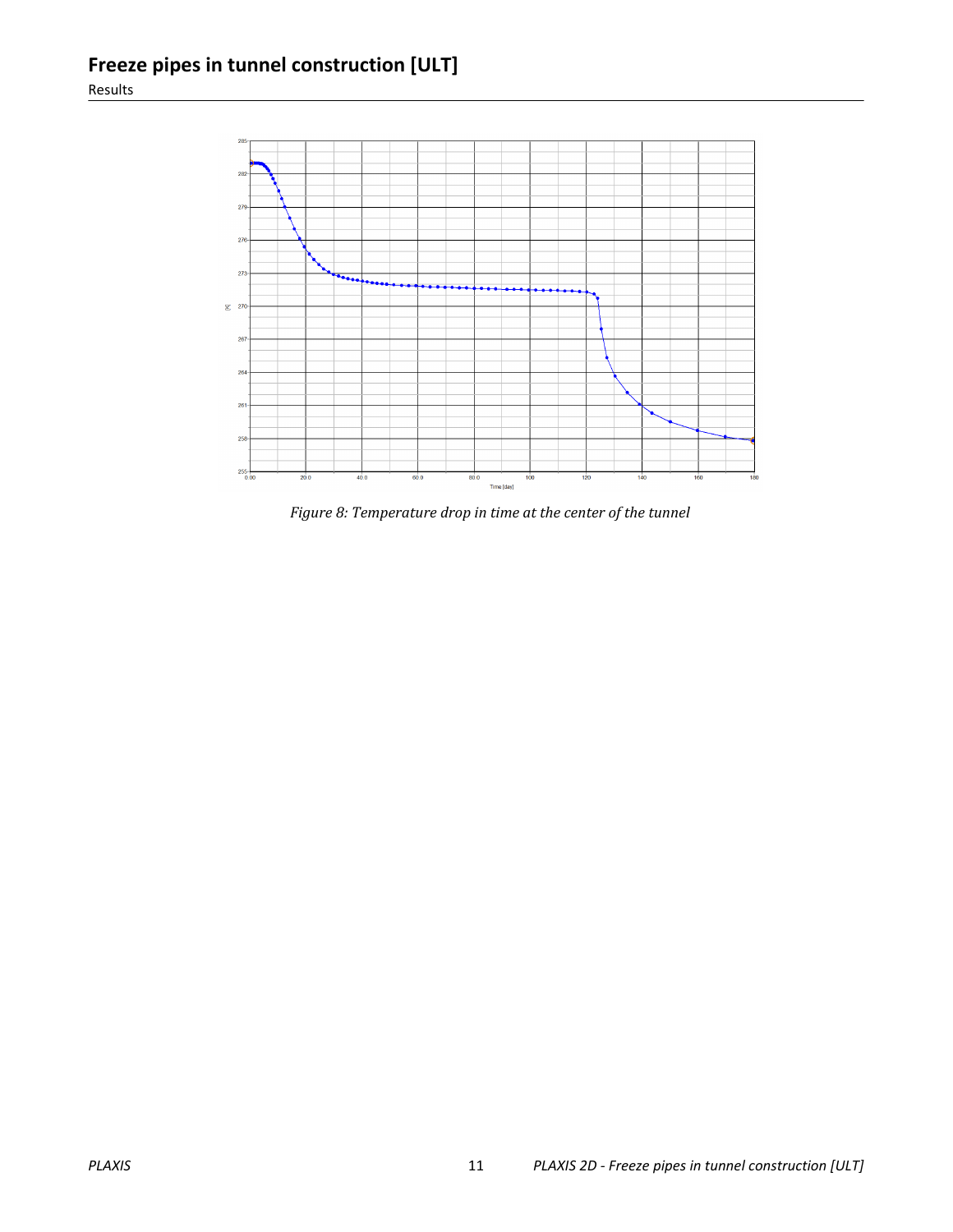285

282

279

276

273

270

267

264

261

258

255

[K]

0.00

20.0

40.0

60.0

80.0

100

120

140

160

180

Time [day]

*Figure 8: Temperature drop in time at the center of the tunnel*